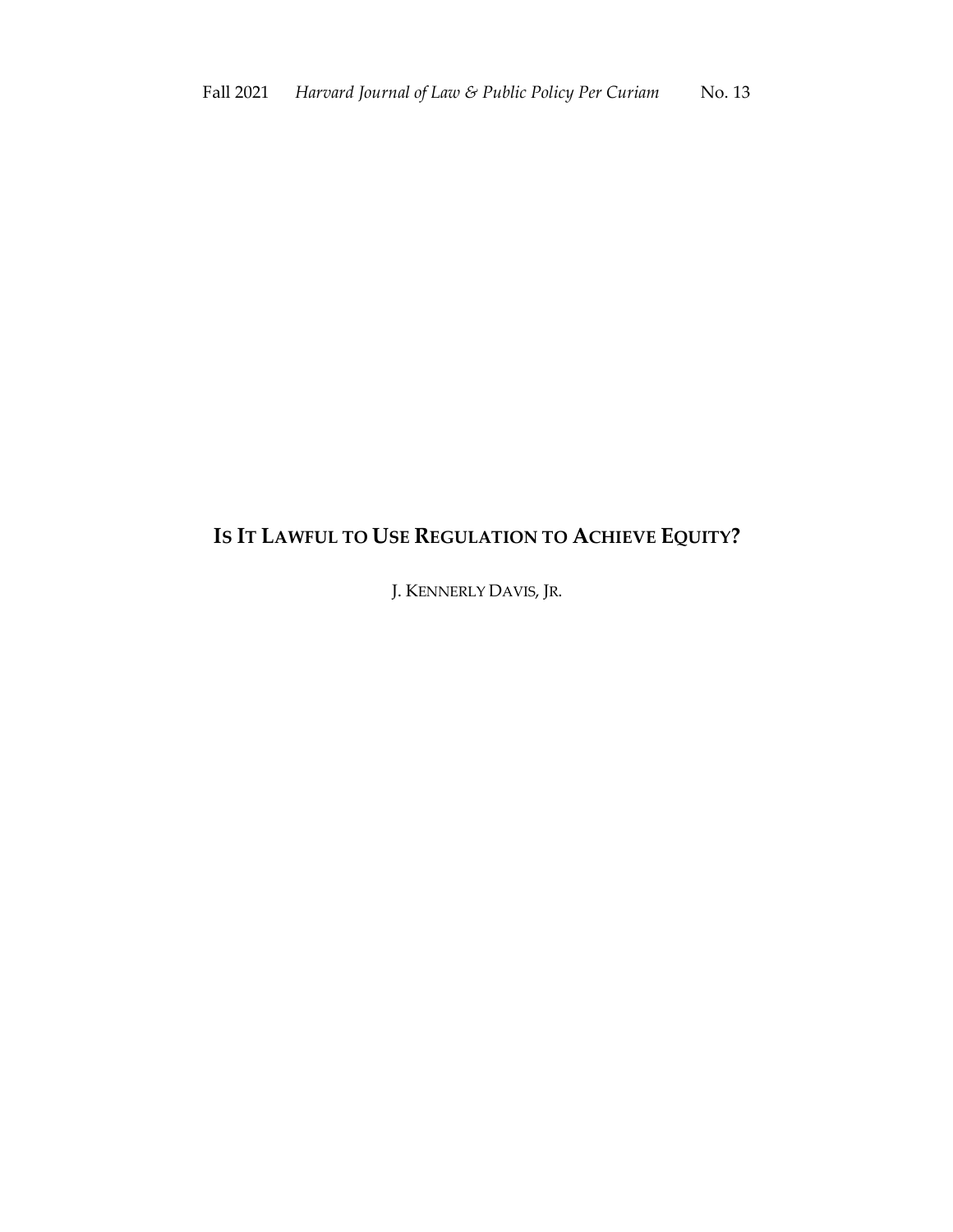# IS IT LAWFUL TO USE REGULATION TO ACHIEVE EQUITY?

J. KENNERLY DAVIS, JR.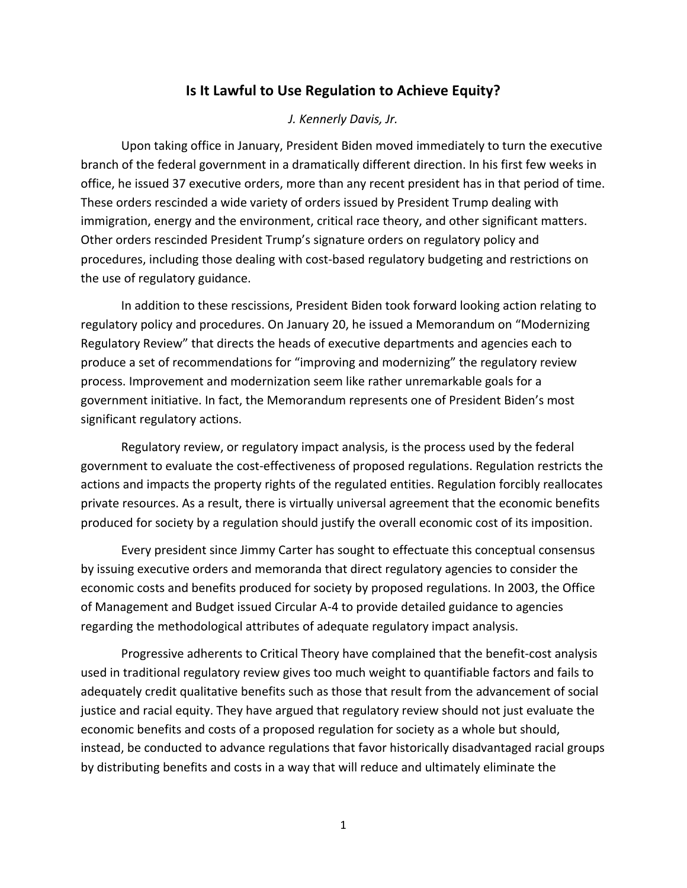## Is It Lawful to Use Regulation to Achieve Equity?

*J. Kennerly Davis, Jr.*

Upon taking office in January, President Biden moved immediately to turn the executive branch of the federal government in a dramatically different direction. In his first few weeks in office, he issued 37 executive orders, more than any recent president has in that period of time. These orders rescinded a wide variety of orders issued by President Trump dealing with immigration, energy and the environment, critical race theory, and other significant matters. Other orders rescinded President Trump's signature orders on regulatory policy and procedures, including those dealing with cost-based regulatory budgeting and restrictions on the use of regulatory guidance.

In addition to these rescissions, President Biden took forward looking action relating to regulatory policy and procedures. On January 20, he issued a Memorandum on "Modernizing Regulatory Review" that directs the heads of executive departments and agencies each to produce a set of recommendations for "improving and modernizing" the regulatory review process. Improvement and modernization seem like rather unremarkable goals for a government initiative. In fact, the Memorandum represents one of President Biden's most significant regulatory actions.

Regulatory review, or regulatory impact analysis, is the process used by the federal government to evaluate the cost-effectiveness of proposed regulations. Regulation restricts the actions and impacts the property rights of the regulated entities. Regulation forcibly reallocates private resources. As a result, there is virtually universal agreement that the economic benefits produced for society by a regulation should justify the overall economic cost of its imposition.

Every president since Jimmy Carter has sought to effectuate this conceptual consensus by issuing executive orders and memoranda that direct regulatory agencies to consider the economic costs and benefits produced for society by proposed regulations. In 2003, the Office of Management and Budget issued Circular A-4 to provide detailed guidance to agencies regarding the methodological attributes of adequate regulatory impact analysis.

Progressive adherents to Critical Theory have complained that the benefit-cost analysis used in traditional regulatory review gives too much weight to quantifiable factors and fails to adequately credit qualitative benefits such as those that result from the advancement of social justice and racial equity. They have argued that regulatory review should not just evaluate the economic benefits and costs of a proposed regulation for society as a whole but should, instead, be conducted to advance regulations that favor historically disadvantaged racial groups by distributing benefits and costs in a way that will reduce and ultimately eliminate the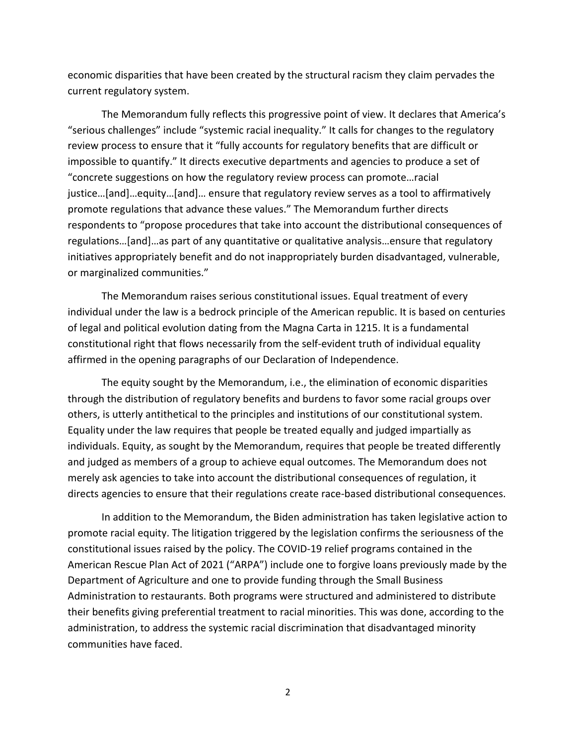economic disparities that have been created by the structural racism they claim pervades the current regulatory system.

The Memorandum fully reflects this progressive point of view. It declares that America's "serious challenges" include "systemic racial inequality." It calls for changes to the regulatory review process to ensure that it "fully accounts for regulatory benefits that are difficult or impossible to quantify." It directs executive departments and agencies to produce a set of "concrete suggestions on how the regulatory review process can promote…racial justice…[and]…equity…[and]… ensure that regulatory review serves as a tool to affirmatively promote regulations that advance these values." The Memorandum further directs respondents to "propose procedures that take into account the distributional consequences of regulations…[and]…as part of any quantitative or qualitative analysis…ensure that regulatory initiatives appropriately benefit and do not inappropriately burden disadvantaged, vulnerable, or marginalized communities."

The Memorandum raises serious constitutional issues. Equal treatment of every individual under the law is a bedrock principle of the American republic. It is based on centuries of legal and political evolution dating from the Magna Carta in 1215. It is a fundamental constitutional right that flows necessarily from the self-evident truth of individual equality affirmed in the opening paragraphs of our Declaration of Independence.

The equity sought by the Memorandum, i.e., the elimination of economic disparities through the distribution of regulatory benefits and burdens to favor some racial groups over others, is utterly antithetical to the principles and institutions of our constitutional system. Equality under the law requires that people be treated equally and judged impartially as individuals. Equity, as sought by the Memorandum, requires that people be treated differently and judged as members of a group to achieve equal outcomes. The Memorandum does not merely ask agencies to take into account the distributional consequences of regulation, it directs agencies to ensure that their regulations create race-based distributional consequences.

In addition to the Memorandum, the Biden administration has taken legislative action to promote racial equity. The litigation triggered by the legislation confirms the seriousness of the constitutional issues raised by the policy. The COVID-19 relief programs contained in the American Rescue Plan Act of 2021 ("ARPA") include one to forgive loans previously made by the Department of Agriculture and one to provide funding through the Small Business Administration to restaurants. Both programs were structured and administered to distribute their benefits giving preferential treatment to racial minorities. This was done, according to the administration, to address the systemic racial discrimination that disadvantaged minority communities have faced.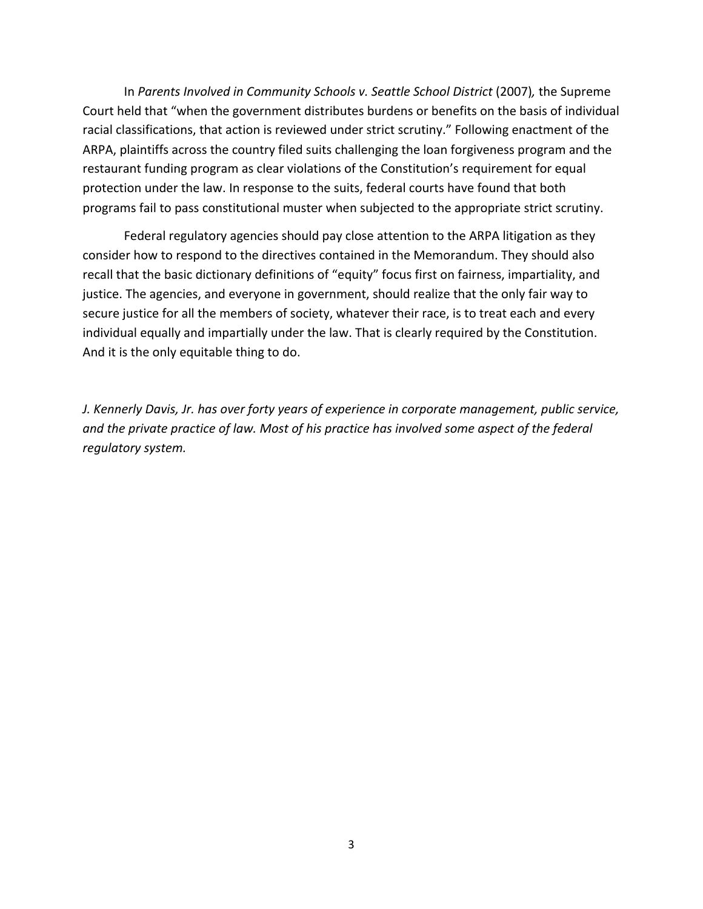In *Parents Involved in Community Schools v. Seattle School District* (2007), the Supreme Court held that "when the government distributes burdens or benefits on the basis of individual racial classifications, that action is reviewed under strict scrutiny." Following enactment of the ARPA, plaintiffs across the country filed suits challenging the loan forgiveness program and the restaurant funding program as clear violations of the Constitution's requirement for equal protection under the law. In response to the suits, federal courts have found that both programs fail to pass constitutional muster when subjected to the appropriate strict scrutiny.

Federal regulatory agencies should pay close attention to the ARPA litigation as they consider how to respond to the directives contained in the Memorandum. They should also recall that the basic dictionary definitions of "equity" focus first on fairness, impartiality, and justice. The agencies, and everyone in government, should realize that the only fair way to secure justice for all the members of society, whatever their race, is to treat each and every individual equally and impartially under the law. That is clearly required by the Constitution. And it is the only equitable thing to do.

*J. Kennerly Davis, Jr. has over forty years of experience in corporate management, public service, and the private practice of law. Most of his practice has involved some aspect of the federal regulatory system.*